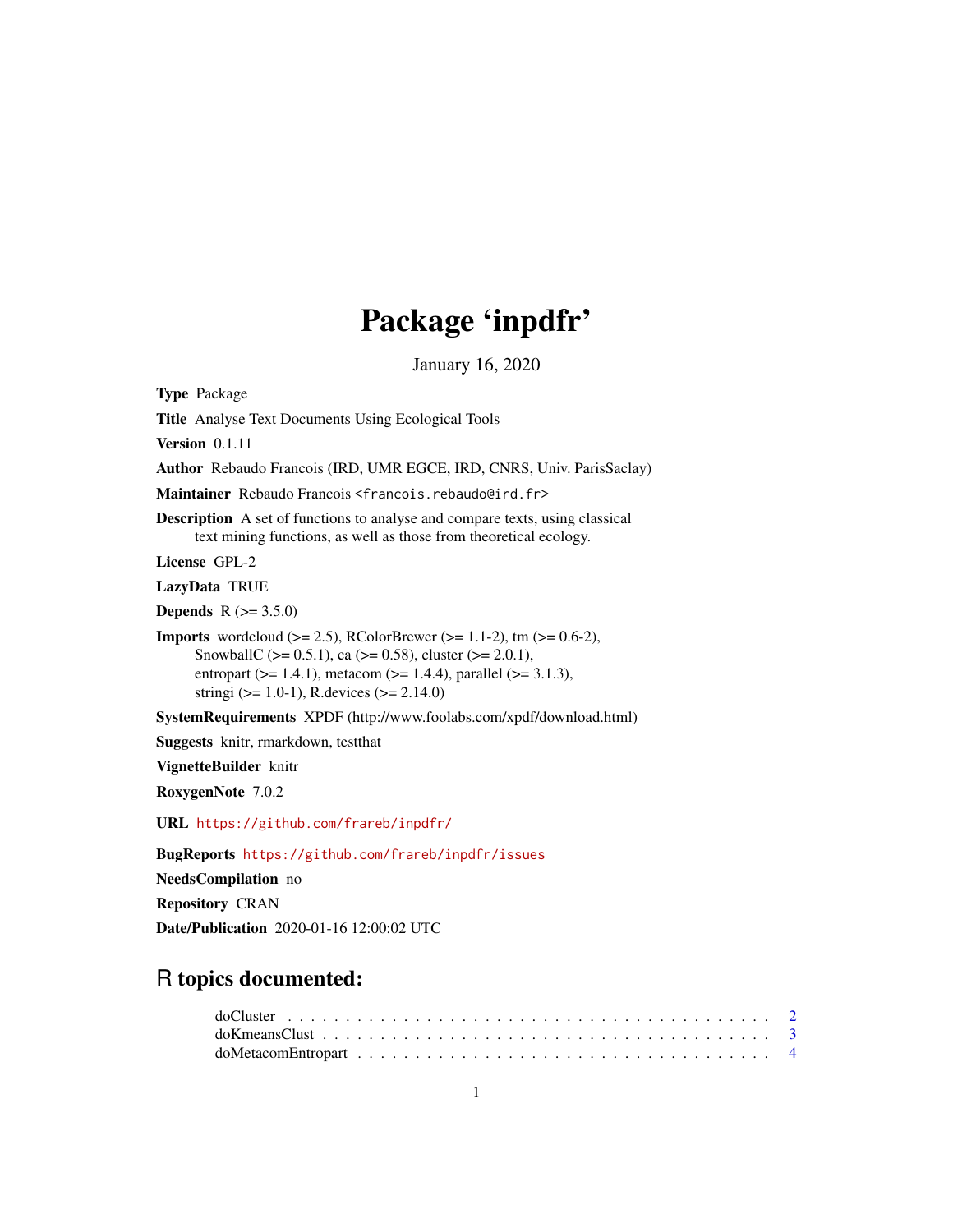# Package 'inpdfr'

January 16, 2020

**Type** Package

**Title** Analyse Text Documents Using Ecological Tools

**Version** 0.1.11

**Author** Rebaudo Francois (IRD, UMR EGCE, IRD, CNRS, Univ. ParisSaclay)

**Maintainer** Rebaudo Francois <francois.rebaudo@ird.fr>

**Description** A set of functions to analyse and compare texts, using classical text mining functions, as well as those from theoretical ecology.

**License** GPL-2

**LazyData** TRUE

**Depends** R (>= 3.5.0)

**Imports** wordcloud (>= 2.5), RColorBrewer (>= 1.1-2), tm (>= 0.6-2), SnowballC (>= 0.5.1), ca (>= 0.58), cluster (>= 2.0.1), entropart (>= 1.4.1), metacom (>= 1.4.4), parallel (>= 3.1.3), stringi (>= 1.0-1), R.devices (>= 2.14.0)

**SystemRequirements** XPDF (http://www.foolabs.com/xpdf/download.html)

**Suggests** knitr, rmarkdown, testthat

**VignetteBuilder** knitr

**RoxygenNote** 7.0.2

**URL** https://github.com/frareb/inpdfr/

**BugReports** https://github.com/frareb/inpdfr/issues

**NeedsCompilation** no

**Repository** CRAN

**Date/Publication** 2020-01-16 12:00:02 UTC

## R topics documented:

| | |
|---|---|
| doCluster | 2 |
| doKmeansClust | 3 |
| doMetacomEntropart | 4 |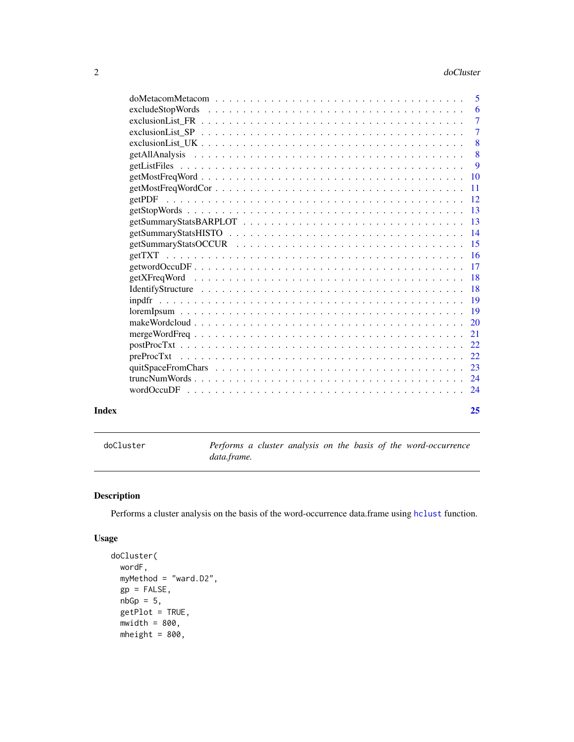| | |
|---|---|
| doMetacomMetacom | 5 |
| excludeStopWords | 6 |
| exclusionList_FR | 7 |
| exclusionList_SP | 7 |
| exclusionList_UK | 8 |
| getAllAnalysis | 8 |
| getListFiles | 9 |
| getMostFreqWord | 10 |
| getMostFreqWordCor | 11 |
| getPDF | 12 |
| getStopWords | 13 |
| getSummaryStatsBARPLOT | 13 |
| getSummaryStatsHISTO | 14 |
| getSummaryStatsOCCUR | 15 |
| getTXT | 16 |
| getwordOccuDF | 17 |
| getXFreqWord | 18 |
| IdentifyStructure | 18 |
| inpdfr | 19 |
| loremIpsum | 19 |
| makeWordcloud | 20 |
| mergeWordFreq | 21 |
| postProcTxt | 22 |
| preProcTxt | 22 |
| quitSpaceFromChars | 23 |
| truncNumWords | 24 |
| wordOccuDF | 24 |

**Index** 25

---

`doCluster` *Performs a cluster analysis on the basis of the word-occurrence data.frame.*

---

## Description

Performs a cluster analysis on the basis of the word-occurrence data.frame using `hclust` function.

## Usage

```
doCluster(
  wordF,
  myMethod = "ward.D2",
  gp = FALSE,
  nbGp = 5,
  getPlot = TRUE,
  mwidth = 800,
  mheight = 800,
```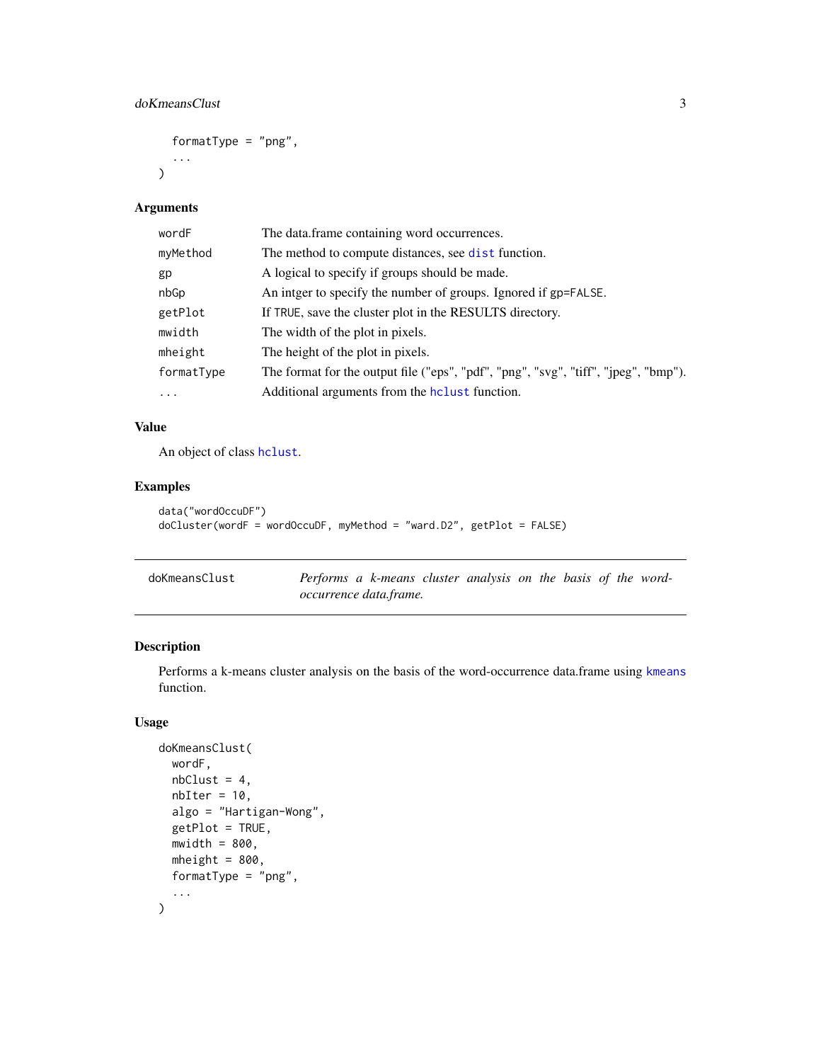```
  formatType = "png",
  ...
)
```

## Arguments

| | |
|---|---|
| wordF | The data.frame containing word occurrences. |
| myMethod | The method to compute distances, see dist function. |
| gp | A logical to specify if groups should be made. |
| nbGp | An intger to specify the number of groups. Ignored if gp=FALSE. |
| getPlot | If TRUE, save the cluster plot in the RESULTS directory. |
| mwidth | The width of the plot in pixels. |
| mheight | The height of the plot in pixels. |
| formatType | The format for the output file ("eps", "pdf", "png", "svg", "tiff", "jpeg", "bmp"). |
| ... | Additional arguments from the hclust function. |

## Value

An object of class hclust.

## Examples

```
data("wordOccuDF")
doCluster(wordF = wordOccuDF, myMethod = "ward.D2", getPlot = FALSE)
```

---

# doKmeansClust — *Performs a k-means cluster analysis on the basis of the word-occurrence data.frame.*

## Description

Performs a k-means cluster analysis on the basis of the word-occurrence data.frame using kmeans function.

## Usage

```
doKmeansClust(
  wordF,
  nbClust = 4,
  nbIter = 10,
  algo = "Hartigan-Wong",
  getPlot = TRUE,
  mwidth = 800,
  mheight = 800,
  formatType = "png",
  ...
)
```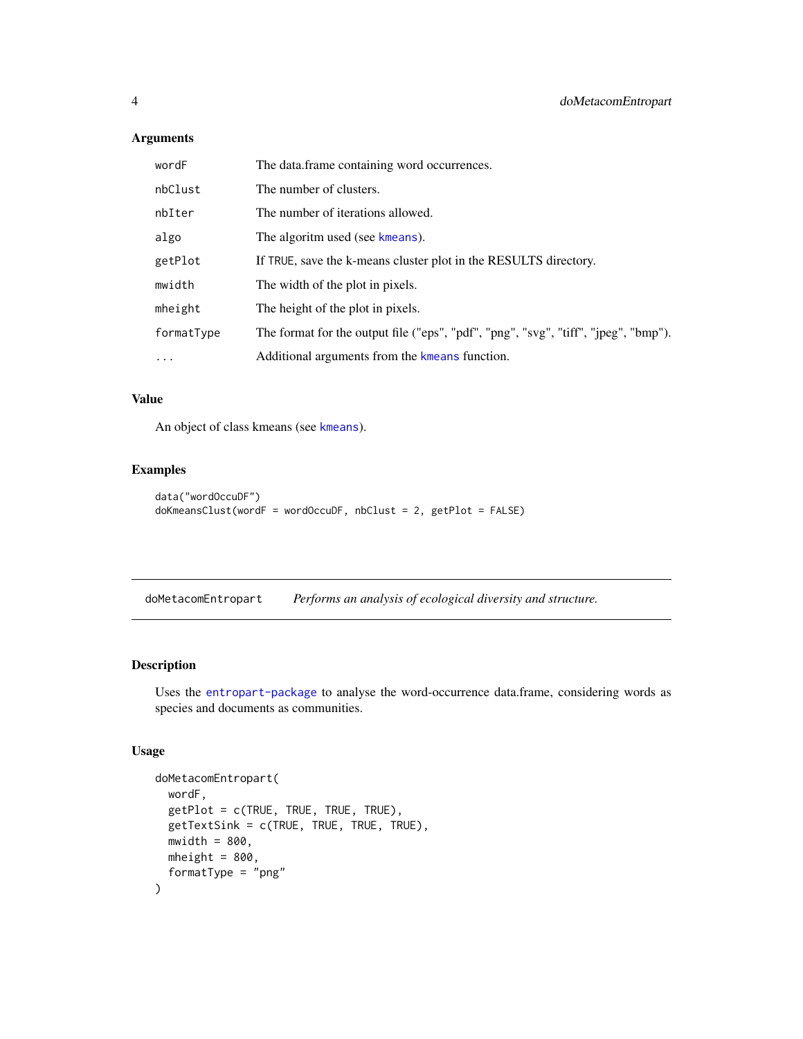### Arguments

| | |
|---|---|
| `wordF` | The data.frame containing word occurrences. |
| `nbClust` | The number of clusters. |
| `nbIter` | The number of iterations allowed. |
| `algo` | The algoritm used (see `kmeans`). |
| `getPlot` | If `TRUE`, save the k-means cluster plot in the RESULTS directory. |
| `mwidth` | The width of the plot in pixels. |
| `mheight` | The height of the plot in pixels. |
| `formatType` | The format for the output file ("eps", "pdf", "png", "svg", "tiff", "jpeg", "bmp"). |
| `...` | Additional arguments from the `kmeans` function. |

### Value

An object of class kmeans (see `kmeans`).

### Examples

```
data("wordOccuDF")
doKmeansClust(wordF = wordOccuDF, nbClust = 2, getPlot = FALSE)
```

---

## doMetacomEntropart *Performs an analysis of ecological diversity and structure.*

---

### Description

Uses the `entropart-package` to analyse the word-occurrence data.frame, considering words as species and documents as communities.

### Usage

```
doMetacomEntropart(
  wordF,
  getPlot = c(TRUE, TRUE, TRUE, TRUE),
  getTextSink = c(TRUE, TRUE, TRUE, TRUE),
  mwidth = 800,
  mheight = 800,
  formatType = "png"
)
```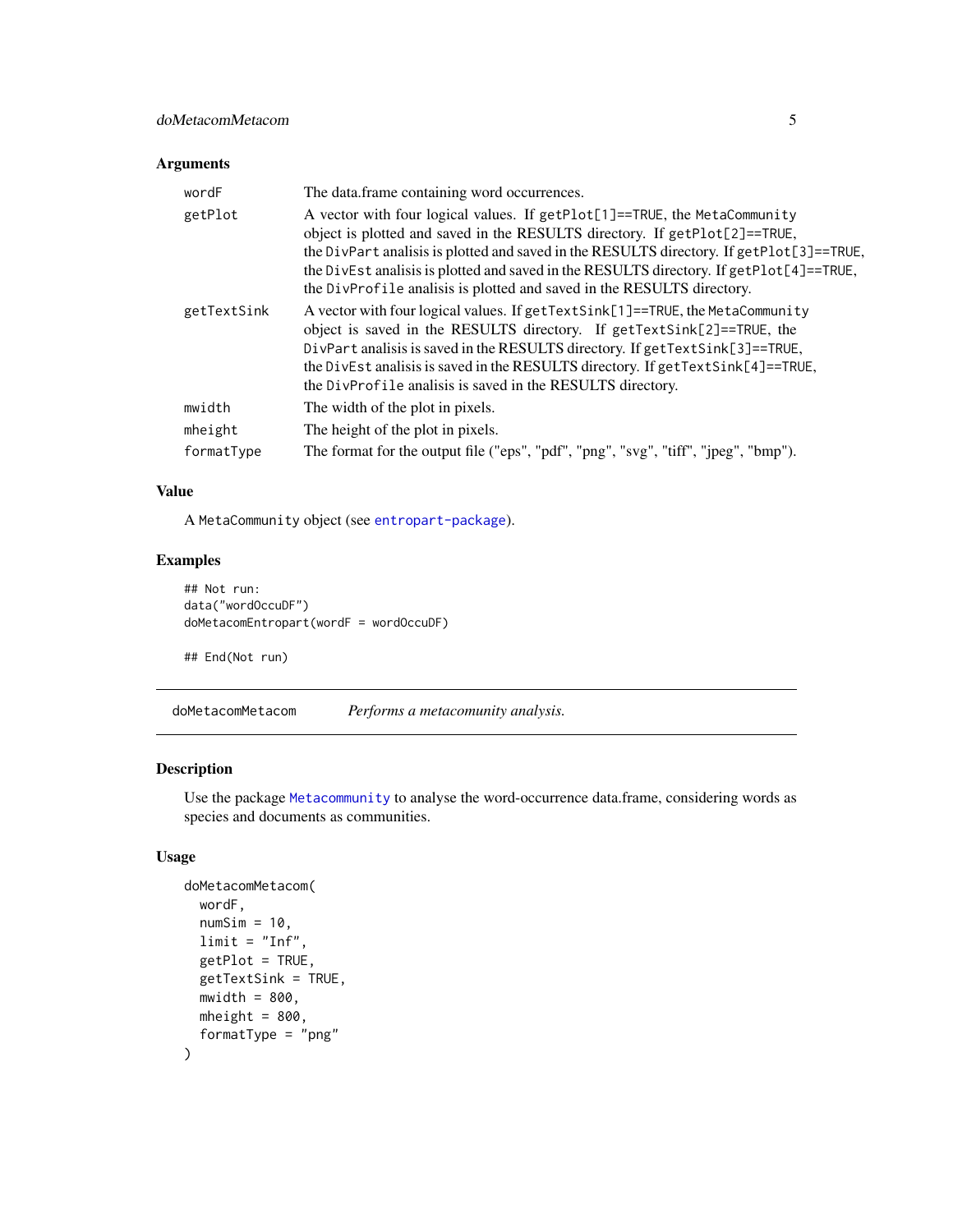### Arguments

| | |
|---|---|
| wordF | The data.frame containing word occurrences. |
| getPlot | A vector with four logical values. If `getPlot[1]==TRUE`, the `MetaCommunity` object is plotted and saved in the RESULTS directory. If `getPlot[2]==TRUE`, the `DivPart` analisis is plotted and saved in the RESULTS directory. If `getPlot[3]==TRUE`, the `DivEst` analisis is plotted and saved in the RESULTS directory. If `getPlot[4]==TRUE`, the `DivProfile` analisis is plotted and saved in the RESULTS directory. |
| getTextSink | A vector with four logical values. If `getTextSink[1]==TRUE`, the `MetaCommunity` object is saved in the RESULTS directory. If `getTextSink[2]==TRUE`, the `DivPart` analisis is saved in the RESULTS directory. If `getTextSink[3]==TRUE`, the `DivEst` analisis is saved in the RESULTS directory. If `getTextSink[4]==TRUE`, the `DivProfile` analisis is saved in the RESULTS directory. |
| mwidth | The width of the plot in pixels. |
| mheight | The height of the plot in pixels. |
| formatType | The format for the output file ("eps", "pdf", "png", "svg", "tiff", "jpeg", "bmp"). |

### Value

A `MetaCommunity` object (see `entropart-package`).

### Examples

```
## Not run:
data("wordOccuDF")
doMetacomEntropart(wordF = wordOccuDF)

## End(Not run)
```

---

## doMetacomMetacom *Performs a metacomunity analysis.*

---

### Description

Use the package `Metacommunity` to analyse the word-occurrence data.frame, considering words as species and documents as communities.

### Usage

```
doMetacomMetacom(
  wordF,
  numSim = 10,
  limit = "Inf",
  getPlot = TRUE,
  getTextSink = TRUE,
  mwidth = 800,
  mheight = 800,
  formatType = "png"
)
```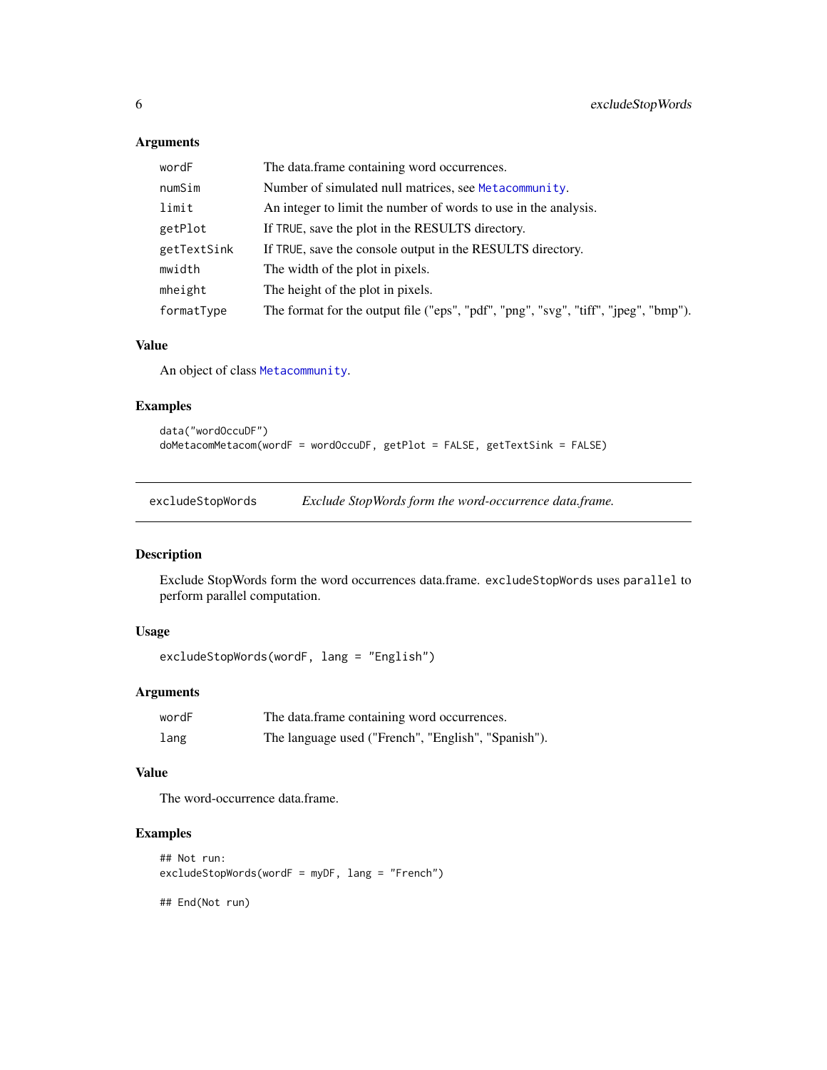### Arguments

| | |
|---|---|
| wordF | The data.frame containing word occurrences. |
| numSim | Number of simulated null matrices, see Metacommunity. |
| limit | An integer to limit the number of words to use in the analysis. |
| getPlot | If TRUE, save the plot in the RESULTS directory. |
| getTextSink | If TRUE, save the console output in the RESULTS directory. |
| mwidth | The width of the plot in pixels. |
| mheight | The height of the plot in pixels. |
| formatType | The format for the output file ("eps", "pdf", "png", "svg", "tiff", "jpeg", "bmp"). |

### Value

An object of class Metacommunity.

### Examples

```
data("wordOccuDF")
doMetacomMetacom(wordF = wordOccuDF, getPlot = FALSE, getTextSink = FALSE)
```

---

## excludeStopWords — *Exclude StopWords form the word-occurrence data.frame.*

### Description

Exclude StopWords form the word occurrences data.frame. `excludeStopWords` uses `parallel` to perform parallel computation.

### Usage

```
excludeStopWords(wordF, lang = "English")
```

### Arguments

| | |
|---|---|
| wordF | The data.frame containing word occurrences. |
| lang | The language used ("French", "English", "Spanish"). |

### Value

The word-occurrence data.frame.

### Examples

```
## Not run:
excludeStopWords(wordF = myDF, lang = "French")

## End(Not run)
```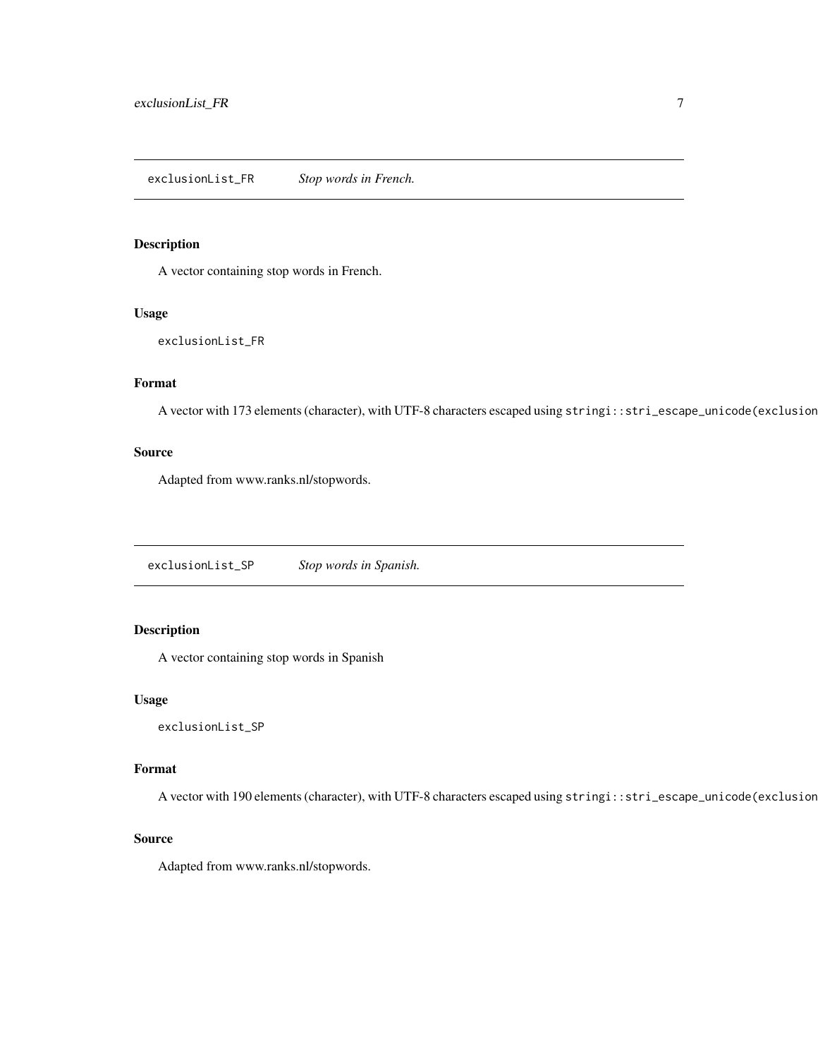## exclusionList_FR *Stop words in French.*

### Description

A vector containing stop words in French.

### Usage

```
exclusionList_FR
```

### Format

A vector with 173 elements (character), with UTF-8 characters escaped using `stringi::stri_escape_unicode(exclusion`

### Source

Adapted from www.ranks.nl/stopwords.

## exclusionList_SP *Stop words in Spanish.*

### Description

A vector containing stop words in Spanish

### Usage

```
exclusionList_SP
```

### Format

A vector with 190 elements (character), with UTF-8 characters escaped using `stringi::stri_escape_unicode(exclusion`

### Source

Adapted from www.ranks.nl/stopwords.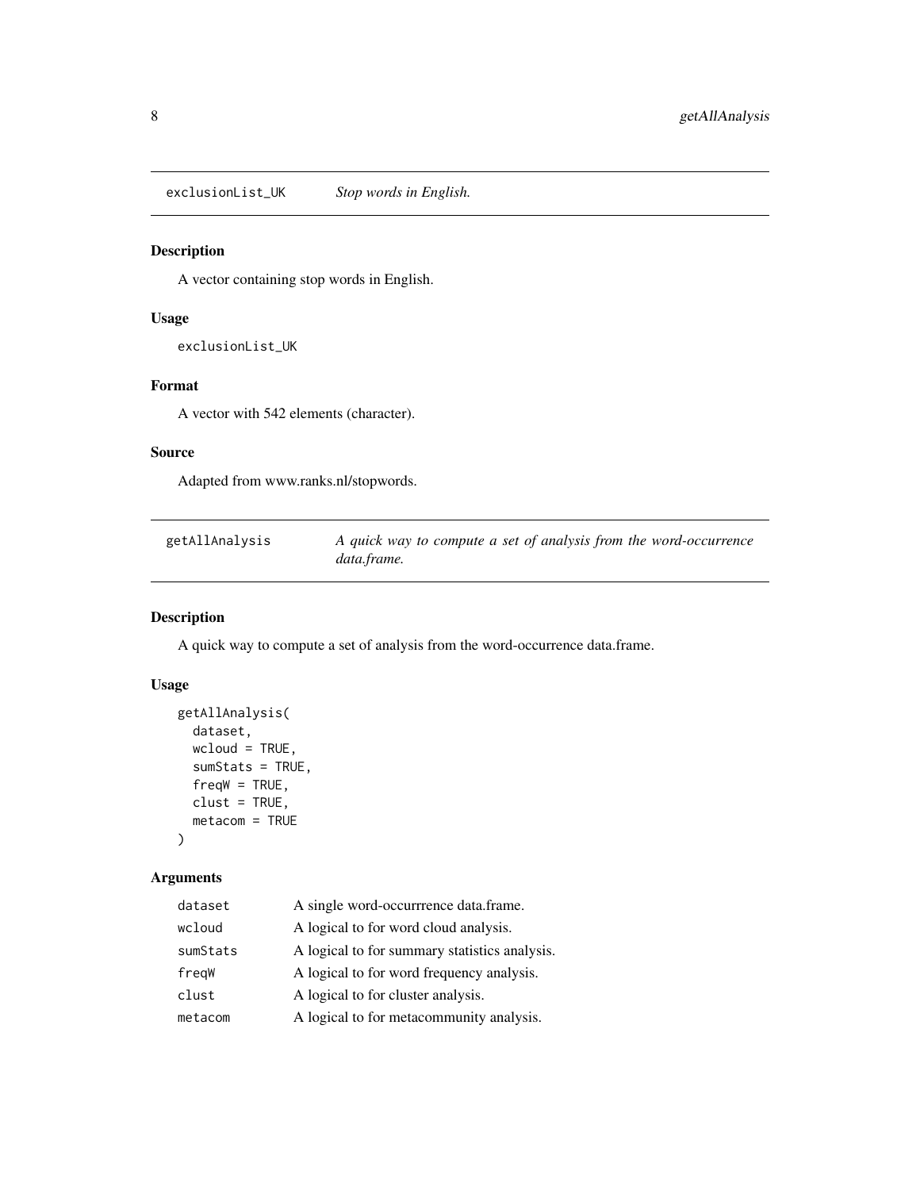## exclusionList_UK    *Stop words in English.*

### Description

A vector containing stop words in English.

### Usage

```
exclusionList_UK
```

### Format

A vector with 542 elements (character).

### Source

Adapted from www.ranks.nl/stopwords.

## getAllAnalysis    *A quick way to compute a set of analysis from the word-occurrence data.frame.*

### Description

A quick way to compute a set of analysis from the word-occurrence data.frame.

### Usage

```
getAllAnalysis(
  dataset,
  wcloud = TRUE,
  sumStats = TRUE,
  freqW = TRUE,
  clust = TRUE,
  metacom = TRUE
)
```

### Arguments

| | |
|---|---|
| `dataset` | A single word-occurrrence data.frame. |
| `wcloud` | A logical to for word cloud analysis. |
| `sumStats` | A logical to for summary statistics analysis. |
| `freqW` | A logical to for word frequency analysis. |
| `clust` | A logical to for cluster analysis. |
| `metacom` | A logical to for metacommunity analysis. |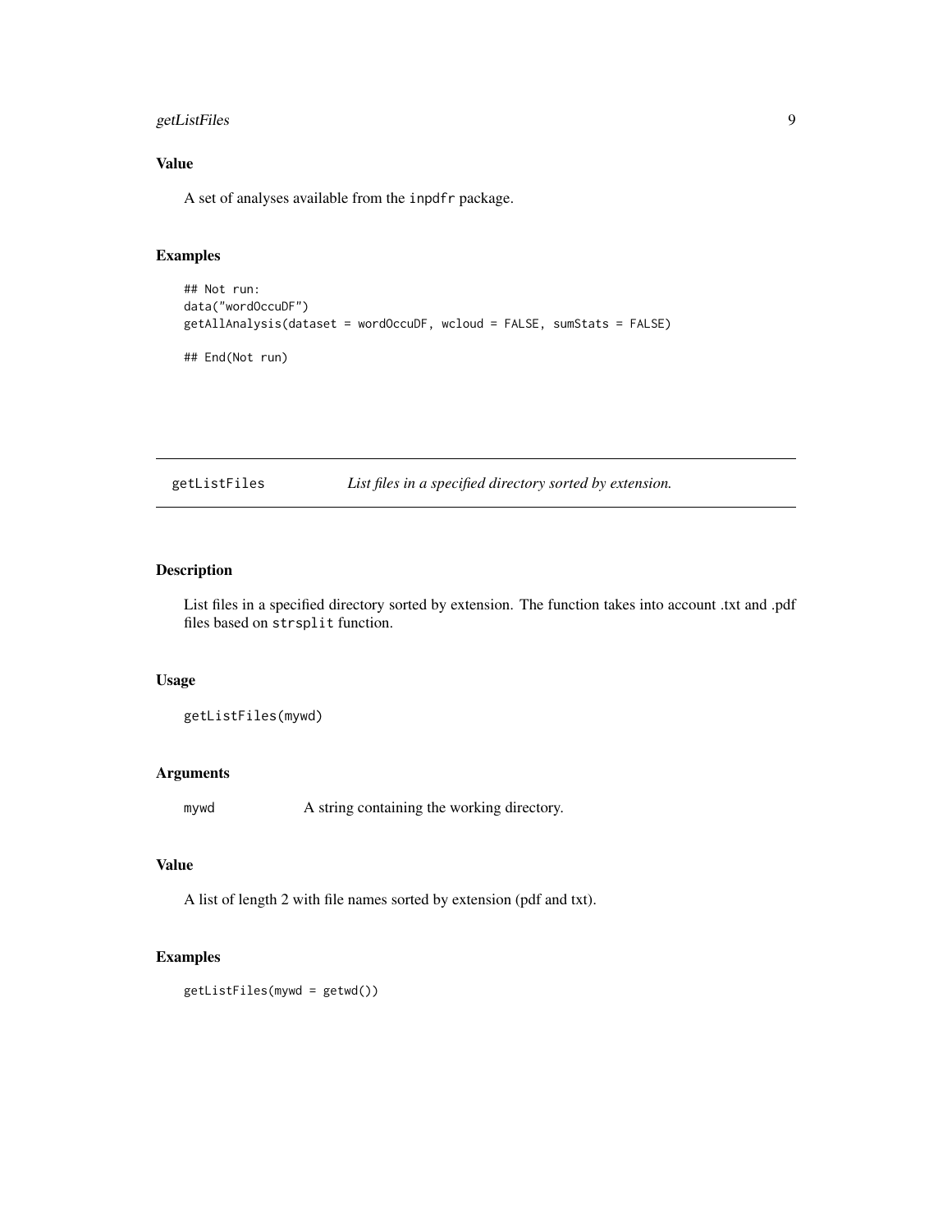### Value

A set of analyses available from the `inpdfr` package.

### Examples

```
## Not run:
data("wordOccuDF")
getAllAnalysis(dataset = wordOccuDF, wcloud = FALSE, sumStats = FALSE)

## End(Not run)
```

---

## getListFiles    *List files in a specified directory sorted by extension.*

### Description

List files in a specified directory sorted by extension. The function takes into account .txt and .pdf files based on `strsplit` function.

### Usage

```
getListFiles(mywd)
```

### Arguments

| | |
|---|---|
| `mywd` | A string containing the working directory. |

### Value

A list of length 2 with file names sorted by extension (pdf and txt).

### Examples

```
getListFiles(mywd = getwd())
```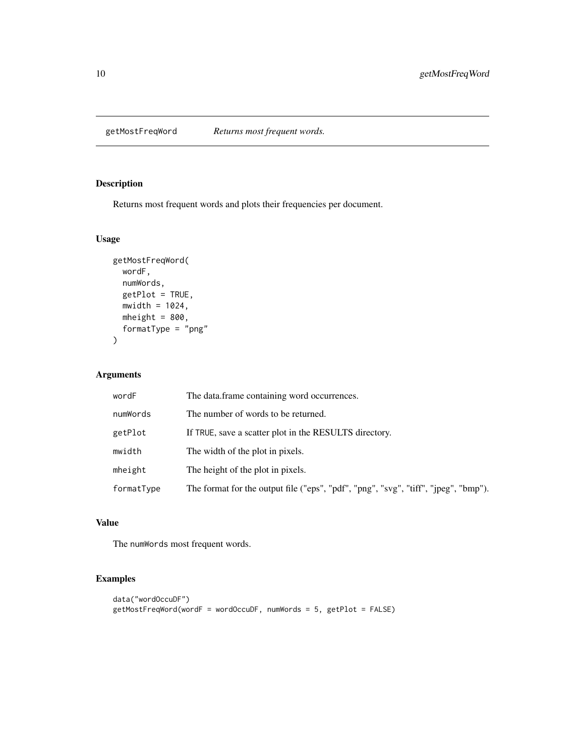# getMostFreqWord — *Returns most frequent words.*

## Description

Returns most frequent words and plots their frequencies per document.

## Usage

```
getMostFreqWord(
  wordF,
  numWords,
  getPlot = TRUE,
  mwidth = 1024,
  mheight = 800,
  formatType = "png"
)
```

## Arguments

| | |
|---|---|
| `wordF` | The data.frame containing word occurrences. |
| `numWords` | The number of words to be returned. |
| `getPlot` | If `TRUE`, save a scatter plot in the RESULTS directory. |
| `mwidth` | The width of the plot in pixels. |
| `mheight` | The height of the plot in pixels. |
| `formatType` | The format for the output file ("eps", "pdf", "png", "svg", "tiff", "jpeg", "bmp"). |

## Value

The `numWords` most frequent words.

## Examples

```
data("wordOccuDF")
getMostFreqWord(wordF = wordOccuDF, numWords = 5, getPlot = FALSE)
```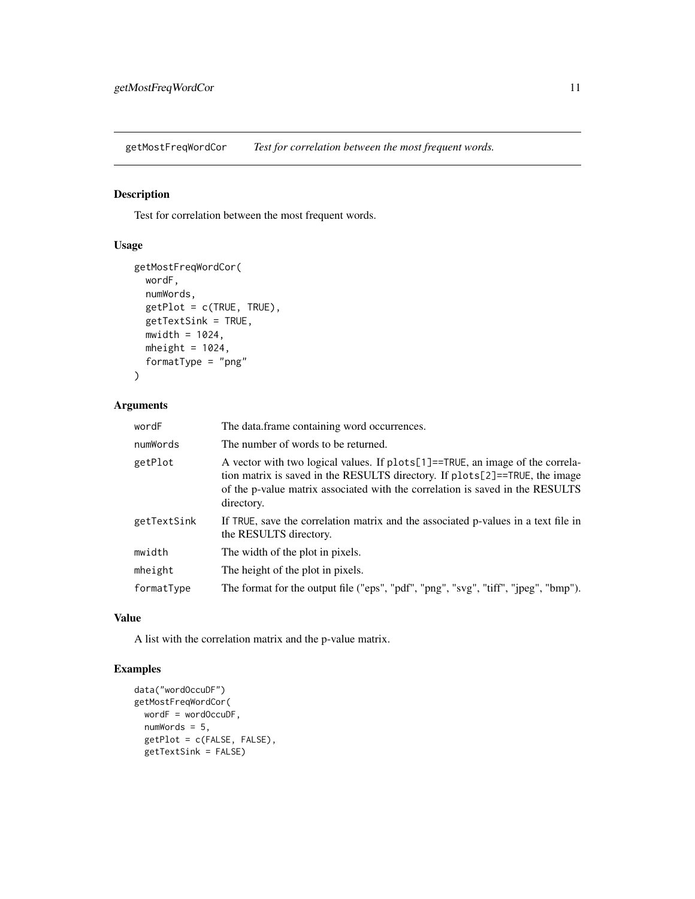## getMostFreqWordCor *Test for correlation between the most frequent words.*

### Description

Test for correlation between the most frequent words.

### Usage

```
getMostFreqWordCor(
  wordF,
  numWords,
  getPlot = c(TRUE, TRUE),
  getTextSink = TRUE,
  mwidth = 1024,
  mheight = 1024,
  formatType = "png"
)
```

### Arguments

| | |
|---|---|
| `wordF` | The data.frame containing word occurrences. |
| `numWords` | The number of words to be returned. |
| `getPlot` | A vector with two logical values. If `plots[1]==TRUE`, an image of the correlation matrix is saved in the RESULTS directory. If `plots[2]==TRUE`, the image of the p-value matrix associated with the correlation is saved in the RESULTS directory. |
| `getTextSink` | If `TRUE`, save the correlation matrix and the associated p-values in a text file in the RESULTS directory. |
| `mwidth` | The width of the plot in pixels. |
| `mheight` | The height of the plot in pixels. |
| `formatType` | The format for the output file ("eps", "pdf", "png", "svg", "tiff", "jpeg", "bmp"). |

### Value

A list with the correlation matrix and the p-value matrix.

### Examples

```
data("wordOccuDF")
getMostFreqWordCor(
  wordF = wordOccuDF,
  numWords = 5,
  getPlot = c(FALSE, FALSE),
  getTextSink = FALSE)
```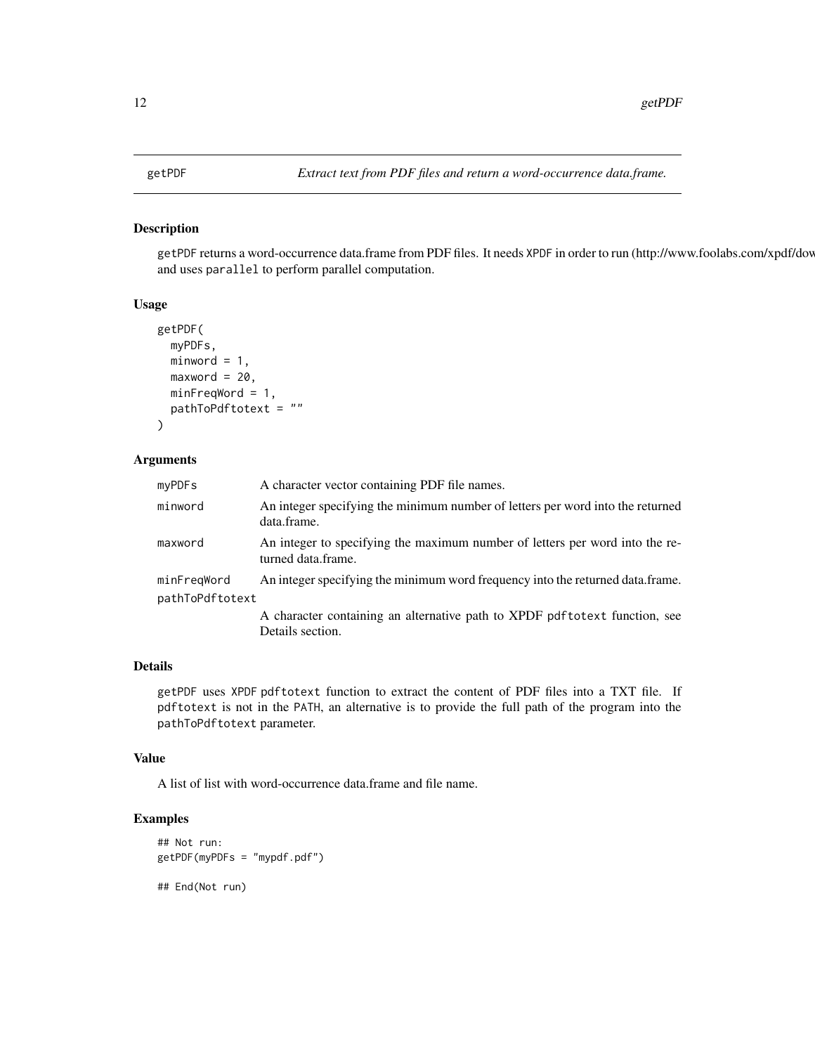# getPDF

*Extract text from PDF files and return a word-occurrence data.frame.*

## Description

getPDF returns a word-occurrence data.frame from PDF files. It needs XPDF in order to run (http://www.foolabs.com/xpdf/dow and uses parallel to perform parallel computation.

## Usage

```
getPDF(
  myPDFs,
  minword = 1,
  maxword = 20,
  minFreqWord = 1,
  pathToPdftotext = ""
)
```

## Arguments

| | |
|---|---|
| myPDFs | A character vector containing PDF file names. |
| minword | An integer specifying the minimum number of letters per word into the returned data.frame. |
| maxword | An integer to specifying the maximum number of letters per word into the returned data.frame. |
| minFreqWord | An integer specifying the minimum word frequency into the returned data.frame. |
| pathToPdftotext | A character containing an alternative path to XPDF pdftotext function, see Details section. |

## Details

getPDF uses XPDF pdftotext function to extract the content of PDF files into a TXT file. If pdftotext is not in the PATH, an alternative is to provide the full path of the program into the pathToPdftotext parameter.

## Value

A list of list with word-occurrence data.frame and file name.

## Examples

```
## Not run:
getPDF(myPDFs = "mypdf.pdf")

## End(Not run)
```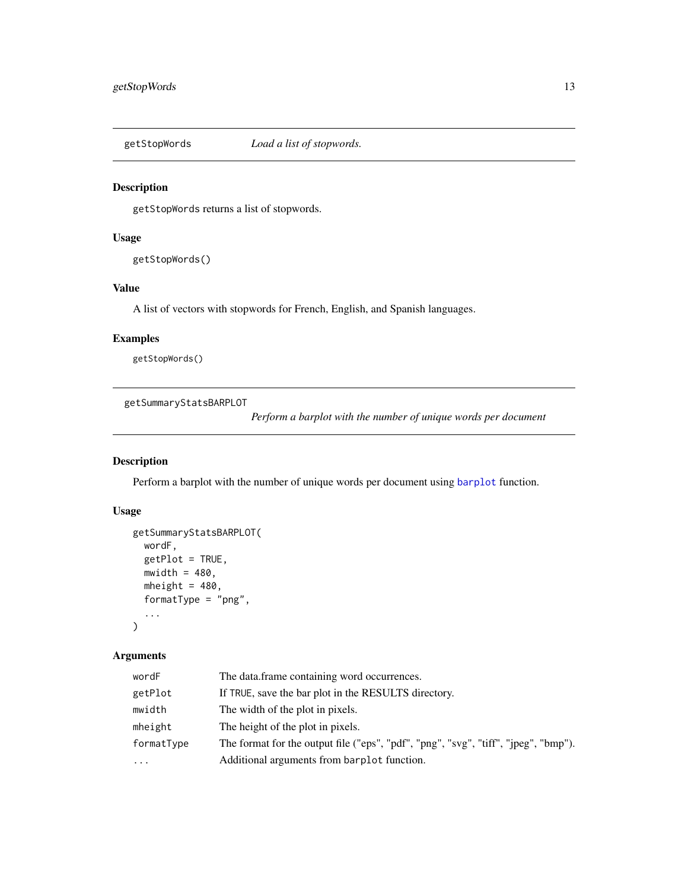## getStopWords *Load a list of stopwords.*

### Description

getStopWords returns a list of stopwords.

### Usage

```
getStopWords()
```

### Value

A list of vectors with stopwords for French, English, and Spanish languages.

### Examples

```
getStopWords()
```

## getSummaryStatsBARPLOT *Perform a barplot with the number of unique words per document*

### Description

Perform a barplot with the number of unique words per document using barplot function.

### Usage

```
getSummaryStatsBARPLOT(
  wordF,
  getPlot = TRUE,
  mwidth = 480,
  mheight = 480,
  formatType = "png",
  ...
)
```

### Arguments

| | |
|---|---|
| wordF | The data.frame containing word occurrences. |
| getPlot | If TRUE, save the bar plot in the RESULTS directory. |
| mwidth | The width of the plot in pixels. |
| mheight | The height of the plot in pixels. |
| formatType | The format for the output file ("eps", "pdf", "png", "svg", "tiff", "jpeg", "bmp"). |
| ... | Additional arguments from barplot function. |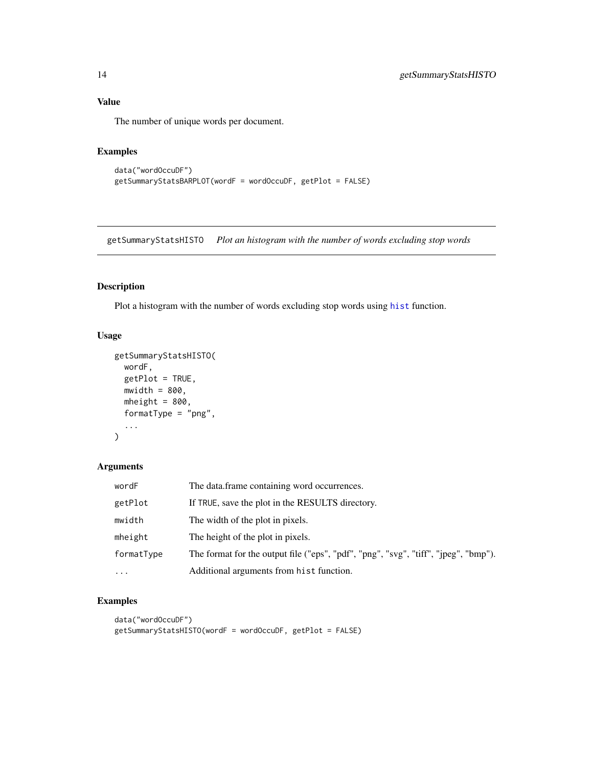### Value

The number of unique words per document.

### Examples

```
data("wordOccuDF")
getSummaryStatsBARPLOT(wordF = wordOccuDF, getPlot = FALSE)
```

---

## getSummaryStatsHISTO *Plot an histogram with the number of words excluding stop words*

---

### Description

Plot a histogram with the number of words excluding stop words using hist function.

### Usage

```
getSummaryStatsHISTO(
  wordF,
  getPlot = TRUE,
  mwidth = 800,
  mheight = 800,
  formatType = "png",
  ...
)
```

### Arguments

| | |
|---|---|
| wordF | The data.frame containing word occurrences. |
| getPlot | If TRUE, save the plot in the RESULTS directory. |
| mwidth | The width of the plot in pixels. |
| mheight | The height of the plot in pixels. |
| formatType | The format for the output file ("eps", "pdf", "png", "svg", "tiff", "jpeg", "bmp"). |
| ... | Additional arguments from hist function. |

### Examples

```
data("wordOccuDF")
getSummaryStatsHISTO(wordF = wordOccuDF, getPlot = FALSE)
```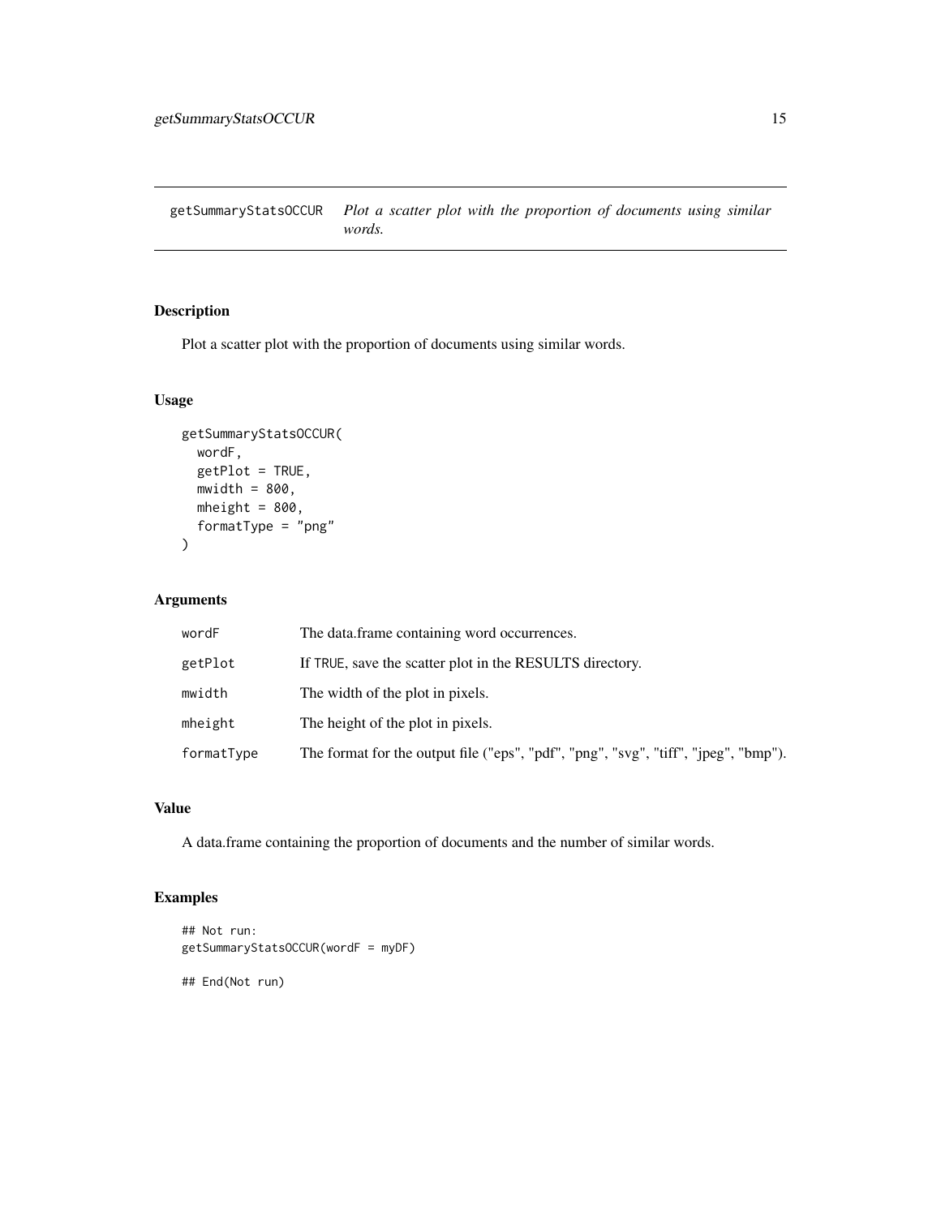# getSummaryStatsOCCUR — *Plot a scatter plot with the proportion of documents using similar words.*

## Description

Plot a scatter plot with the proportion of documents using similar words.

## Usage

```
getSummaryStatsOCCUR(
  wordF,
  getPlot = TRUE,
  mwidth = 800,
  mheight = 800,
  formatType = "png"
)
```

## Arguments

| | |
|---|---|
| `wordF` | The data.frame containing word occurrences. |
| `getPlot` | If `TRUE`, save the scatter plot in the RESULTS directory. |
| `mwidth` | The width of the plot in pixels. |
| `mheight` | The height of the plot in pixels. |
| `formatType` | The format for the output file ("eps", "pdf", "png", "svg", "tiff", "jpeg", "bmp"). |

## Value

A data.frame containing the proportion of documents and the number of similar words.

## Examples

```
## Not run:
getSummaryStatsOCCUR(wordF = myDF)

## End(Not run)
```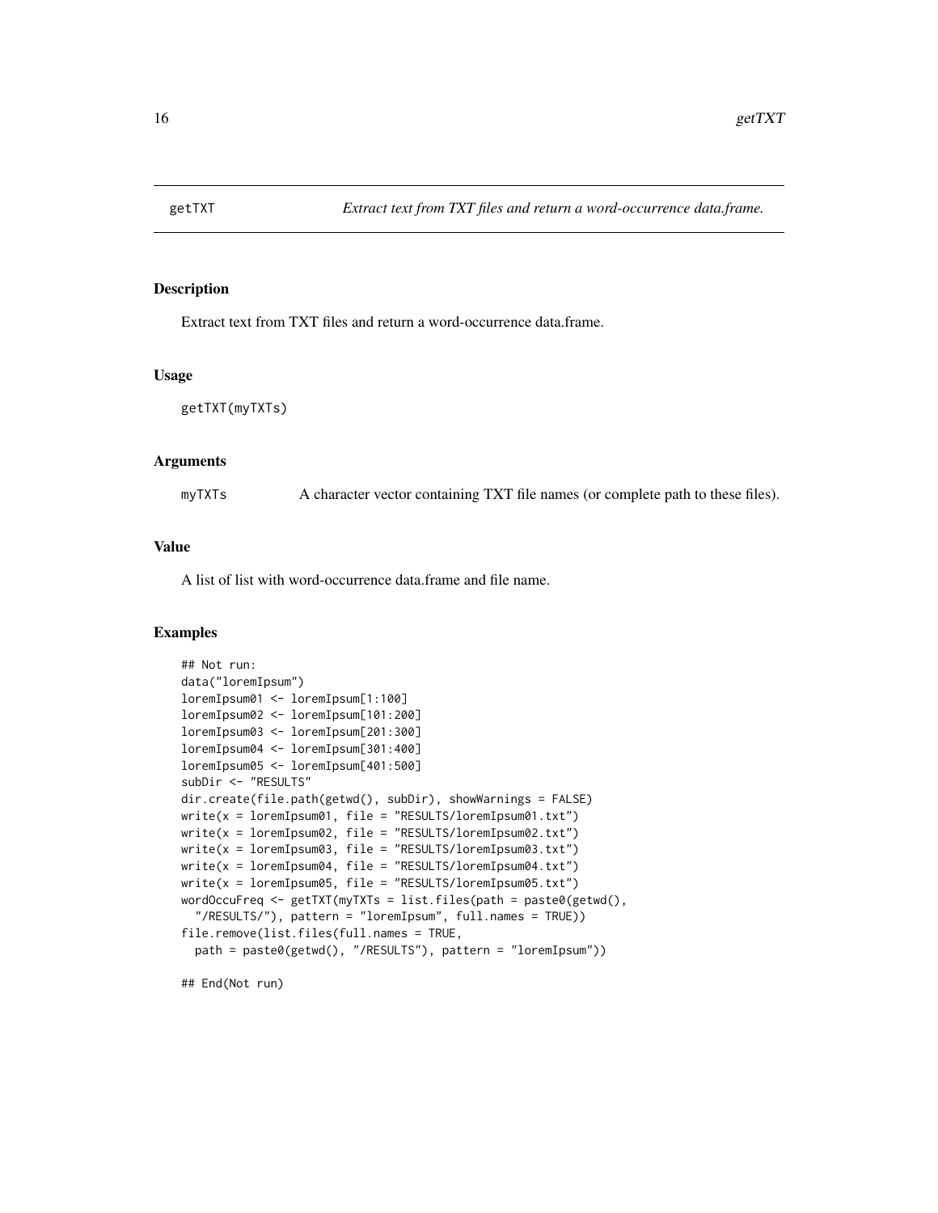## getTXT — *Extract text from TXT files and return a word-occurrence data.frame.*

### Description

Extract text from TXT files and return a word-occurrence data.frame.

### Usage

```
getTXT(myTXTs)
```

### Arguments

| | |
|---|---|
| myTXTs | A character vector containing TXT file names (or complete path to these files). |

### Value

A list of list with word-occurrence data.frame and file name.

### Examples

```
## Not run:
data("loremIpsum")
loremIpsum01 <- loremIpsum[1:100]
loremIpsum02 <- loremIpsum[101:200]
loremIpsum03 <- loremIpsum[201:300]
loremIpsum04 <- loremIpsum[301:400]
loremIpsum05 <- loremIpsum[401:500]
subDir <- "RESULTS"
dir.create(file.path(getwd(), subDir), showWarnings = FALSE)
write(x = loremIpsum01, file = "RESULTS/loremIpsum01.txt")
write(x = loremIpsum02, file = "RESULTS/loremIpsum02.txt")
write(x = loremIpsum03, file = "RESULTS/loremIpsum03.txt")
write(x = loremIpsum04, file = "RESULTS/loremIpsum04.txt")
write(x = loremIpsum05, file = "RESULTS/loremIpsum05.txt")
wordOccuFreq <- getTXT(myTXTs = list.files(path = paste0(getwd(),
  "/RESULTS/"), pattern = "loremIpsum", full.names = TRUE))
file.remove(list.files(full.names = TRUE,
  path = paste0(getwd(), "/RESULTS"), pattern = "loremIpsum"))

## End(Not run)
```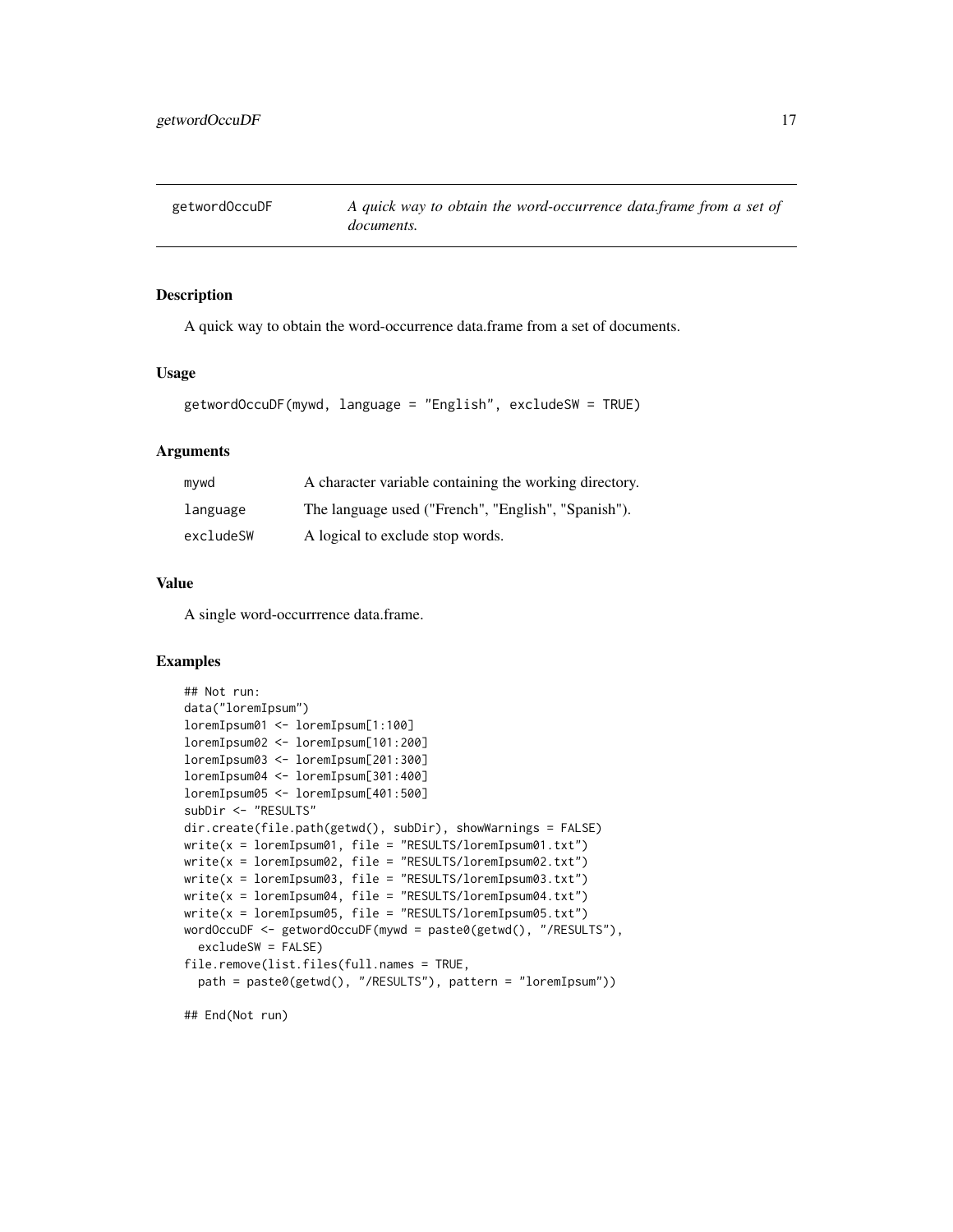getwordOccuDF — *A quick way to obtain the word-occurrence data.frame from a set of documents.*

## Description

A quick way to obtain the word-occurrence data.frame from a set of documents.

## Usage

```
getwordOccuDF(mywd, language = "English", excludeSW = TRUE)
```

## Arguments

| | |
|---|---|
| mywd | A character variable containing the working directory. |
| language | The language used ("French", "English", "Spanish"). |
| excludeSW | A logical to exclude stop words. |

## Value

A single word-occurrrence data.frame.

## Examples

```
## Not run:
data("loremIpsum")
loremIpsum01 <- loremIpsum[1:100]
loremIpsum02 <- loremIpsum[101:200]
loremIpsum03 <- loremIpsum[201:300]
loremIpsum04 <- loremIpsum[301:400]
loremIpsum05 <- loremIpsum[401:500]
subDir <- "RESULTS"
dir.create(file.path(getwd(), subDir), showWarnings = FALSE)
write(x = loremIpsum01, file = "RESULTS/loremIpsum01.txt")
write(x = loremIpsum02, file = "RESULTS/loremIpsum02.txt")
write(x = loremIpsum03, file = "RESULTS/loremIpsum03.txt")
write(x = loremIpsum04, file = "RESULTS/loremIpsum04.txt")
write(x = loremIpsum05, file = "RESULTS/loremIpsum05.txt")
wordOccuDF <- getwordOccuDF(mywd = paste0(getwd(), "/RESULTS"),
  excludeSW = FALSE)
file.remove(list.files(full.names = TRUE,
  path = paste0(getwd(), "/RESULTS"), pattern = "loremIpsum"))

## End(Not run)
```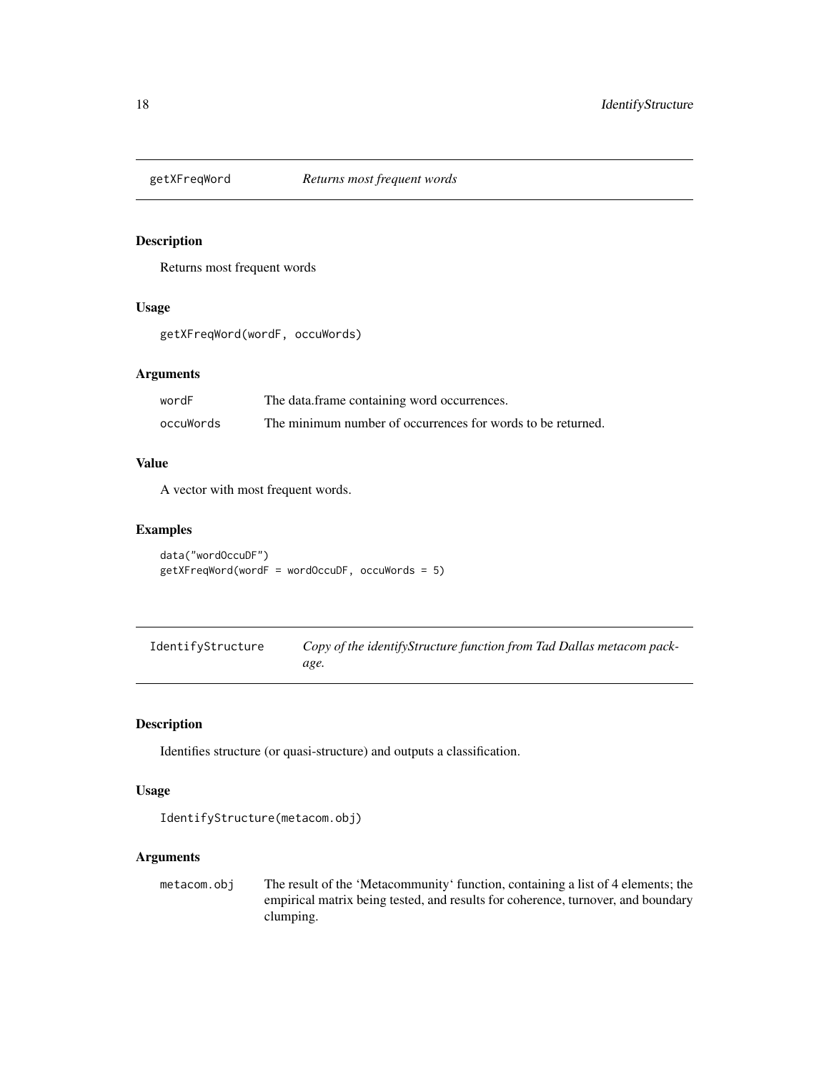## getXFreqWord *Returns most frequent words*

### Description

Returns most frequent words

### Usage

```
getXFreqWord(wordF, occuWords)
```

### Arguments

| | |
|---|---|
| wordF | The data.frame containing word occurrences. |
| occuWords | The minimum number of occurrences for words to be returned. |

### Value

A vector with most frequent words.

### Examples

```
data("wordOccuDF")
getXFreqWord(wordF = wordOccuDF, occuWords = 5)
```

## IdentifyStructure *Copy of the identifyStructure function from Tad Dallas metacom package.*

### Description

Identifies structure (or quasi-structure) and outputs a classification.

### Usage

```
IdentifyStructure(metacom.obj)
```

### Arguments

| | |
|---|---|
| metacom.obj | The result of the 'Metacommunity' function, containing a list of 4 elements; the empirical matrix being tested, and results for coherence, turnover, and boundary clumping. |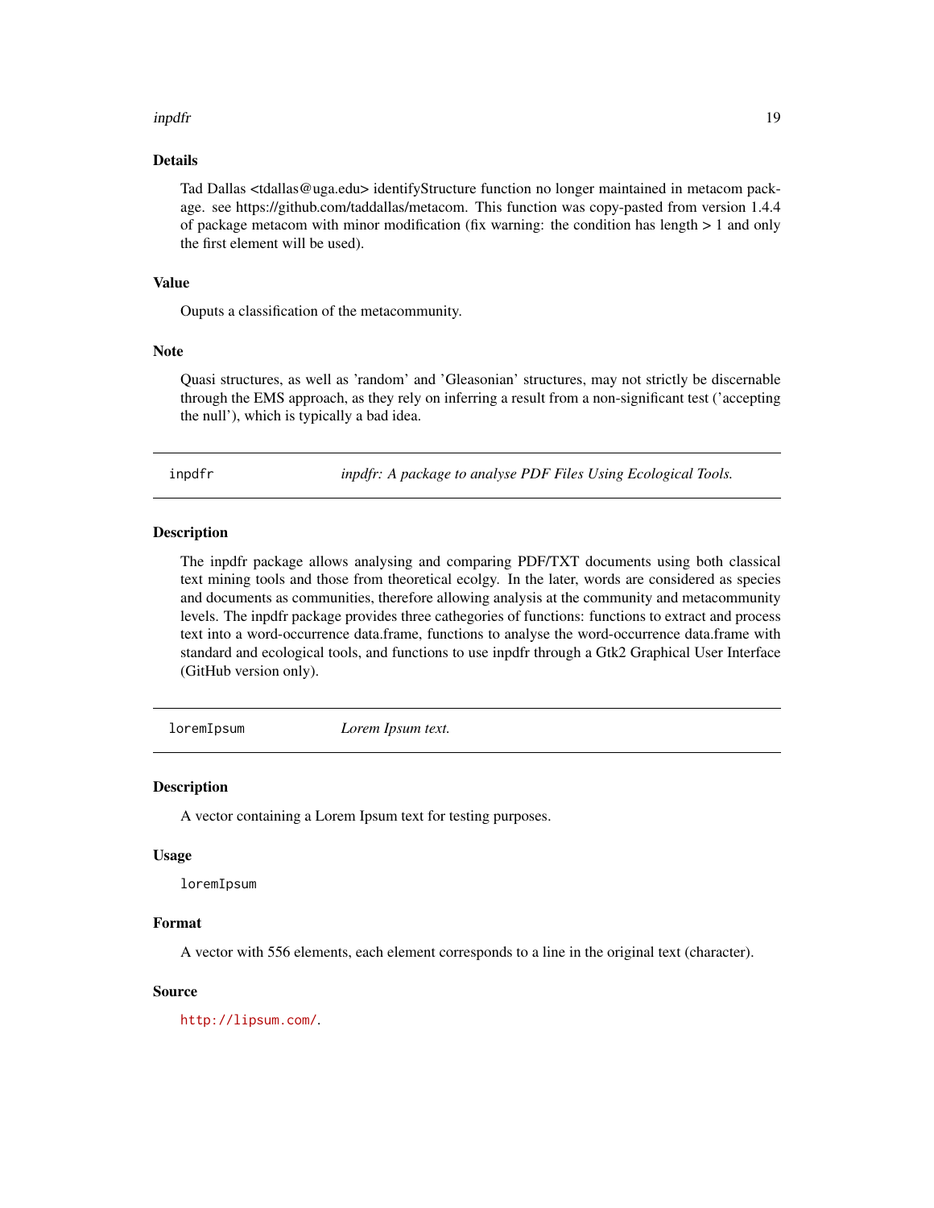### Details

Tad Dallas <tdallas@uga.edu> identifyStructure function no longer maintained in metacom package. see https://github.com/taddallas/metacom. This function was copy-pasted from version 1.4.4 of package metacom with minor modification (fix warning: the condition has length > 1 and only the first element will be used).

### Value

Ouputs a classification of the metacommunity.

### Note

Quasi structures, as well as 'random' and 'Gleasonian' structures, may not strictly be discernable through the EMS approach, as they rely on inferring a result from a non-significant test ('accepting the null'), which is typically a bad idea.

---

## inpdfr — *inpdfr: A package to analyse PDF Files Using Ecological Tools.*

### Description

The inpdfr package allows analysing and comparing PDF/TXT documents using both classical text mining tools and those from theoretical ecolgy. In the later, words are considered as species and documents as communities, therefore allowing analysis at the community and metacommunity levels. The inpdfr package provides three cathegories of functions: functions to extract and process text into a word-occurrence data.frame, functions to analyse the word-occurrence data.frame with standard and ecological tools, and functions to use inpdfr through a Gtk2 Graphical User Interface (GitHub version only).

---

## loremIpsum — *Lorem Ipsum text.*

### Description

A vector containing a Lorem Ipsum text for testing purposes.

### Usage

```
loremIpsum
```

### Format

A vector with 556 elements, each element corresponds to a line in the original text (character).

### Source

http://lipsum.com/.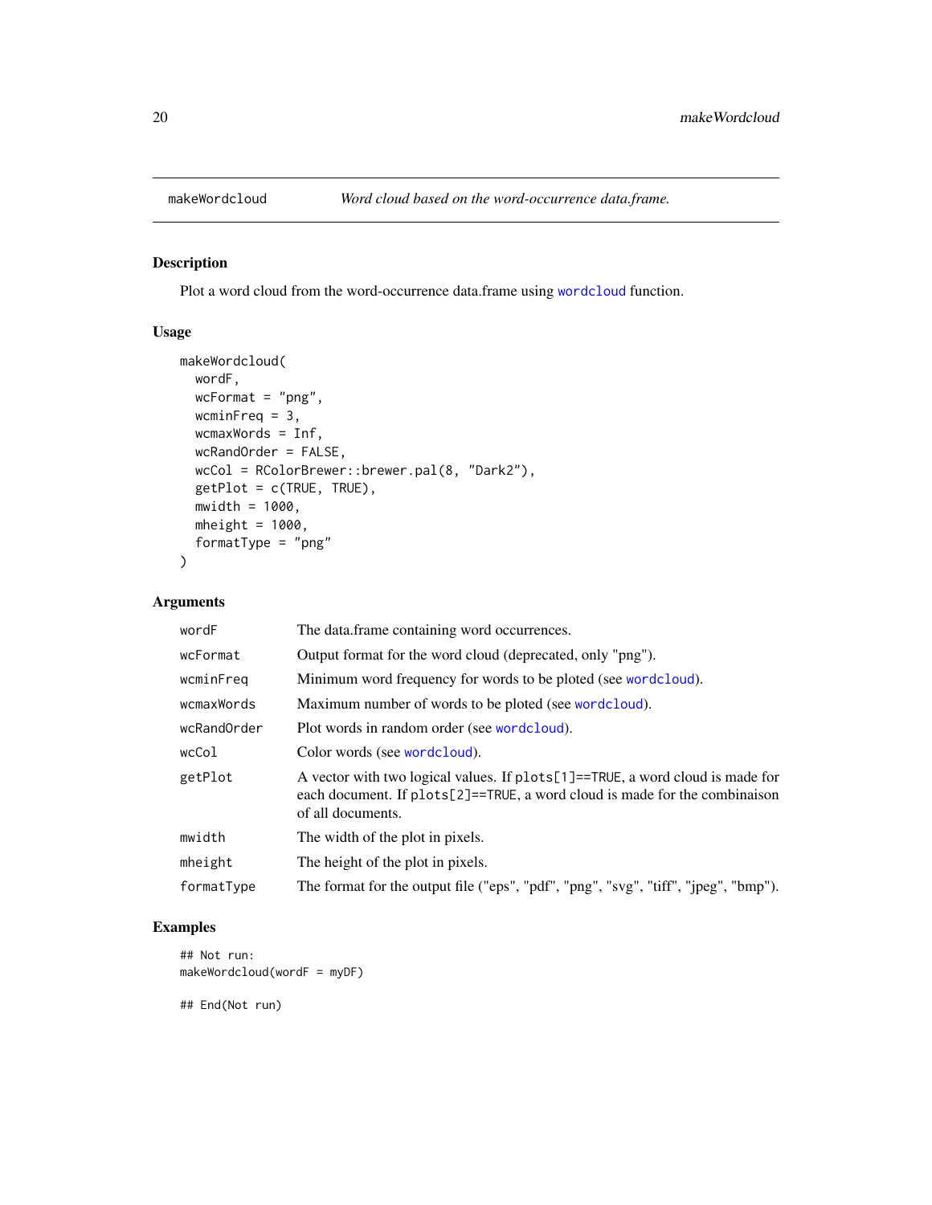## makeWordcloud — *Word cloud based on the word-occurrence data.frame.*

### Description

Plot a word cloud from the word-occurrence data.frame using `wordcloud` function.

### Usage

```
makeWordcloud(
  wordF,
  wcFormat = "png",
  wcminFreq = 3,
  wcmaxWords = Inf,
  wcRandOrder = FALSE,
  wcCol = RColorBrewer::brewer.pal(8, "Dark2"),
  getPlot = c(TRUE, TRUE),
  mwidth = 1000,
  mheight = 1000,
  formatType = "png"
)
```

### Arguments

| | |
|---|---|
| `wordF` | The data.frame containing word occurrences. |
| `wcFormat` | Output format for the word cloud (deprecated, only "png"). |
| `wcminFreq` | Minimum word frequency for words to be ploted (see `wordcloud`). |
| `wcmaxWords` | Maximum number of words to be ploted (see `wordcloud`). |
| `wcRandOrder` | Plot words in random order (see `wordcloud`). |
| `wcCol` | Color words (see `wordcloud`). |
| `getPlot` | A vector with two logical values. If `plots[1]==TRUE`, a word cloud is made for each document. If `plots[2]==TRUE`, a word cloud is made for the combinaison of all documents. |
| `mwidth` | The width of the plot in pixels. |
| `mheight` | The height of the plot in pixels. |
| `formatType` | The format for the output file ("eps", "pdf", "png", "svg", "tiff", "jpeg", "bmp"). |

### Examples

```
## Not run:
makeWordcloud(wordF = myDF)

## End(Not run)
```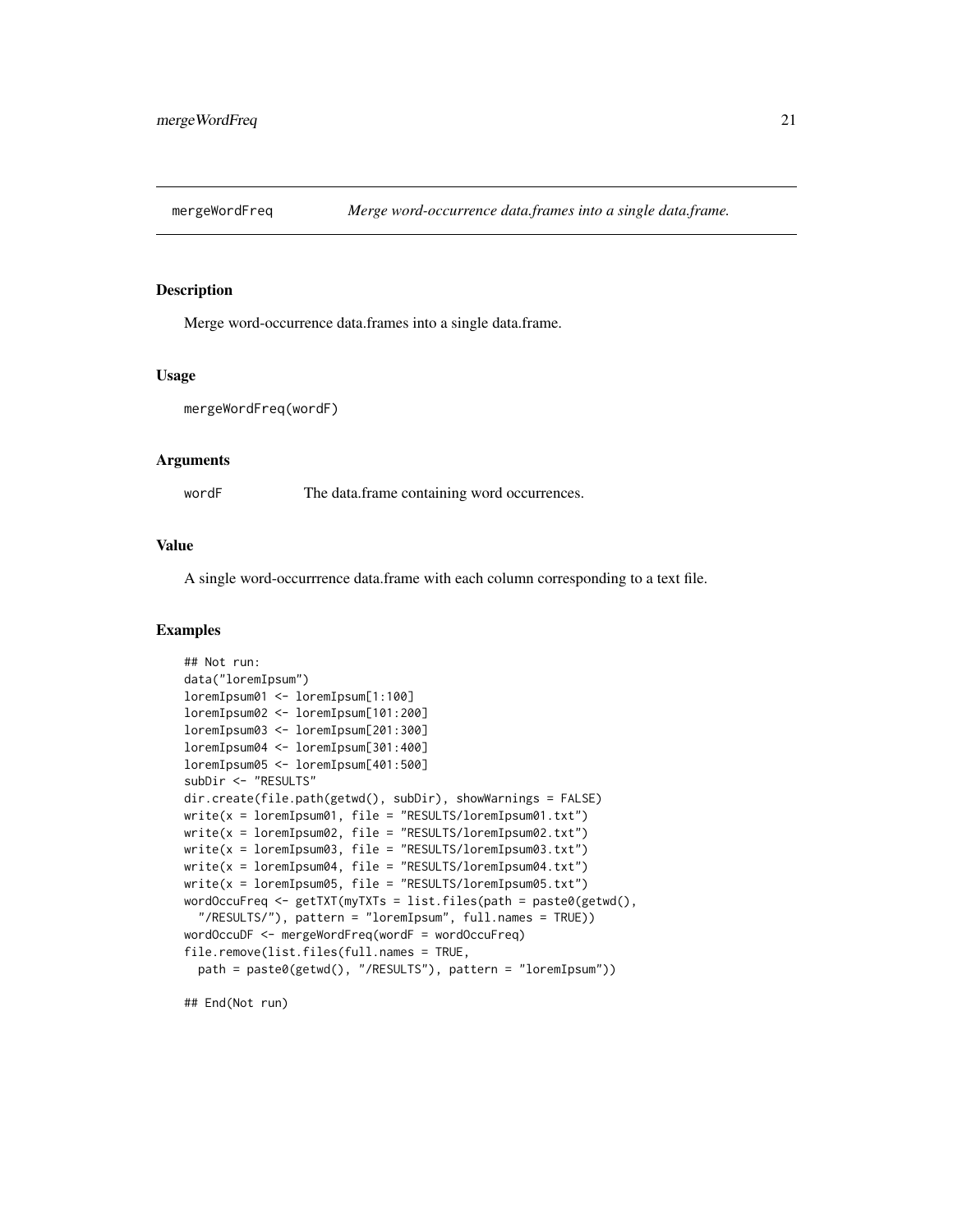# mergeWordFreq — *Merge word-occurrence data.frames into a single data.frame.*

## Description

Merge word-occurrence data.frames into a single data.frame.

## Usage

```
mergeWordFreq(wordF)
```

## Arguments

| | |
|---|---|
| wordF | The data.frame containing word occurrences. |

## Value

A single word-occurrrence data.frame with each column corresponding to a text file.

## Examples

```
## Not run:
data("loremIpsum")
loremIpsum01 <- loremIpsum[1:100]
loremIpsum02 <- loremIpsum[101:200]
loremIpsum03 <- loremIpsum[201:300]
loremIpsum04 <- loremIpsum[301:400]
loremIpsum05 <- loremIpsum[401:500]
subDir <- "RESULTS"
dir.create(file.path(getwd(), subDir), showWarnings = FALSE)
write(x = loremIpsum01, file = "RESULTS/loremIpsum01.txt")
write(x = loremIpsum02, file = "RESULTS/loremIpsum02.txt")
write(x = loremIpsum03, file = "RESULTS/loremIpsum03.txt")
write(x = loremIpsum04, file = "RESULTS/loremIpsum04.txt")
write(x = loremIpsum05, file = "RESULTS/loremIpsum05.txt")
wordOccuFreq <- getTXT(myTXTs = list.files(path = paste0(getwd(),
  "/RESULTS/"), pattern = "loremIpsum", full.names = TRUE))
wordOccuDF <- mergeWordFreq(wordF = wordOccuFreq)
file.remove(list.files(full.names = TRUE,
  path = paste0(getwd(), "/RESULTS"), pattern = "loremIpsum"))

## End(Not run)
```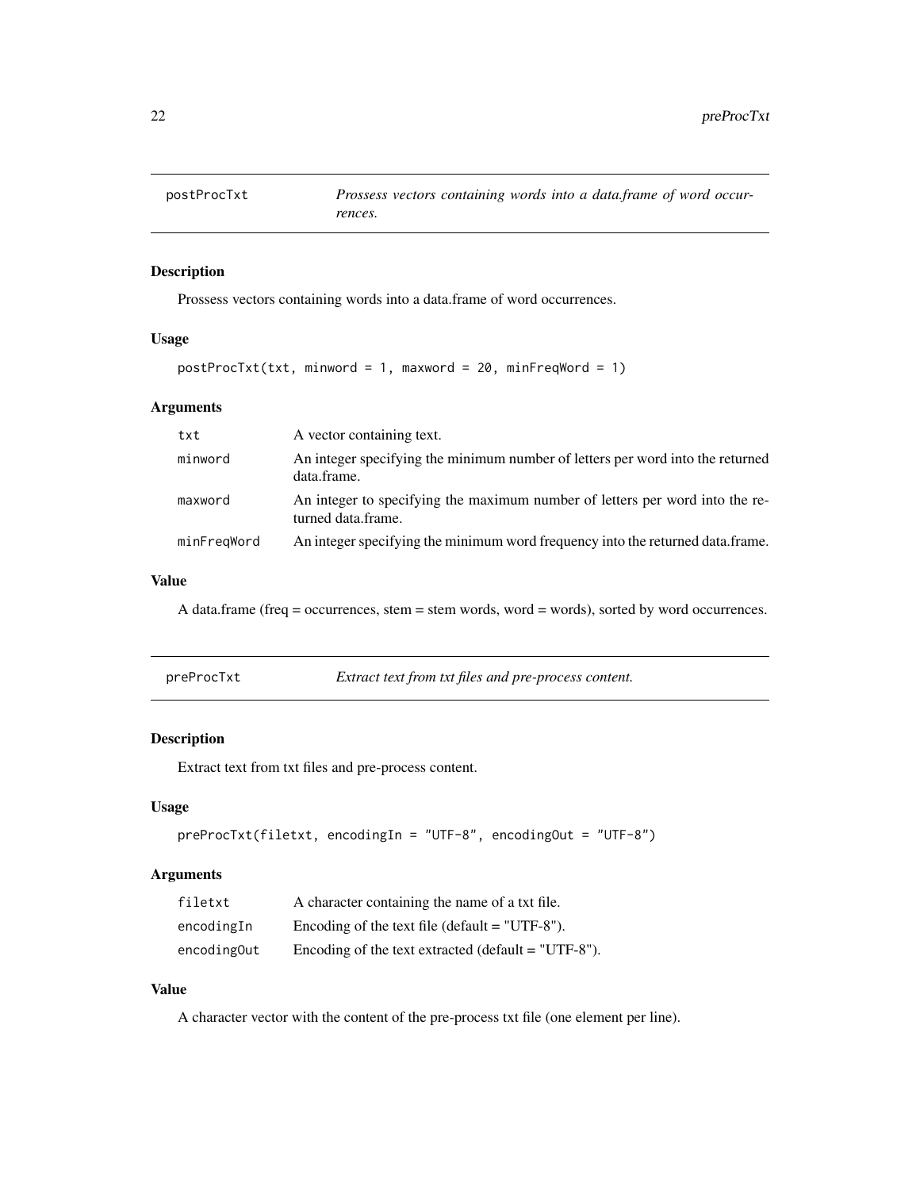## postProcTxt

*Prossess vectors containing words into a data.frame of word occurrences.*

### Description

Prossess vectors containing words into a data.frame of word occurrences.

### Usage

```
postProcTxt(txt, minword = 1, maxword = 20, minFreqWord = 1)
```

### Arguments

| | |
|---|---|
| txt | A vector containing text. |
| minword | An integer specifying the minimum number of letters per word into the returned data.frame. |
| maxword | An integer to specifying the maximum number of letters per word into the returned data.frame. |
| minFreqWord | An integer specifying the minimum word frequency into the returned data.frame. |

### Value

A data.frame (freq = occurrences, stem = stem words, word = words), sorted by word occurrences.

## preProcTxt

*Extract text from txt files and pre-process content.*

### Description

Extract text from txt files and pre-process content.

### Usage

```
preProcTxt(filetxt, encodingIn = "UTF-8", encodingOut = "UTF-8")
```

### Arguments

| | |
|---|---|
| filetxt | A character containing the name of a txt file. |
| encodingIn | Encoding of the text file (default = "UTF-8"). |
| encodingOut | Encoding of the text extracted (default = "UTF-8"). |

### Value

A character vector with the content of the pre-process txt file (one element per line).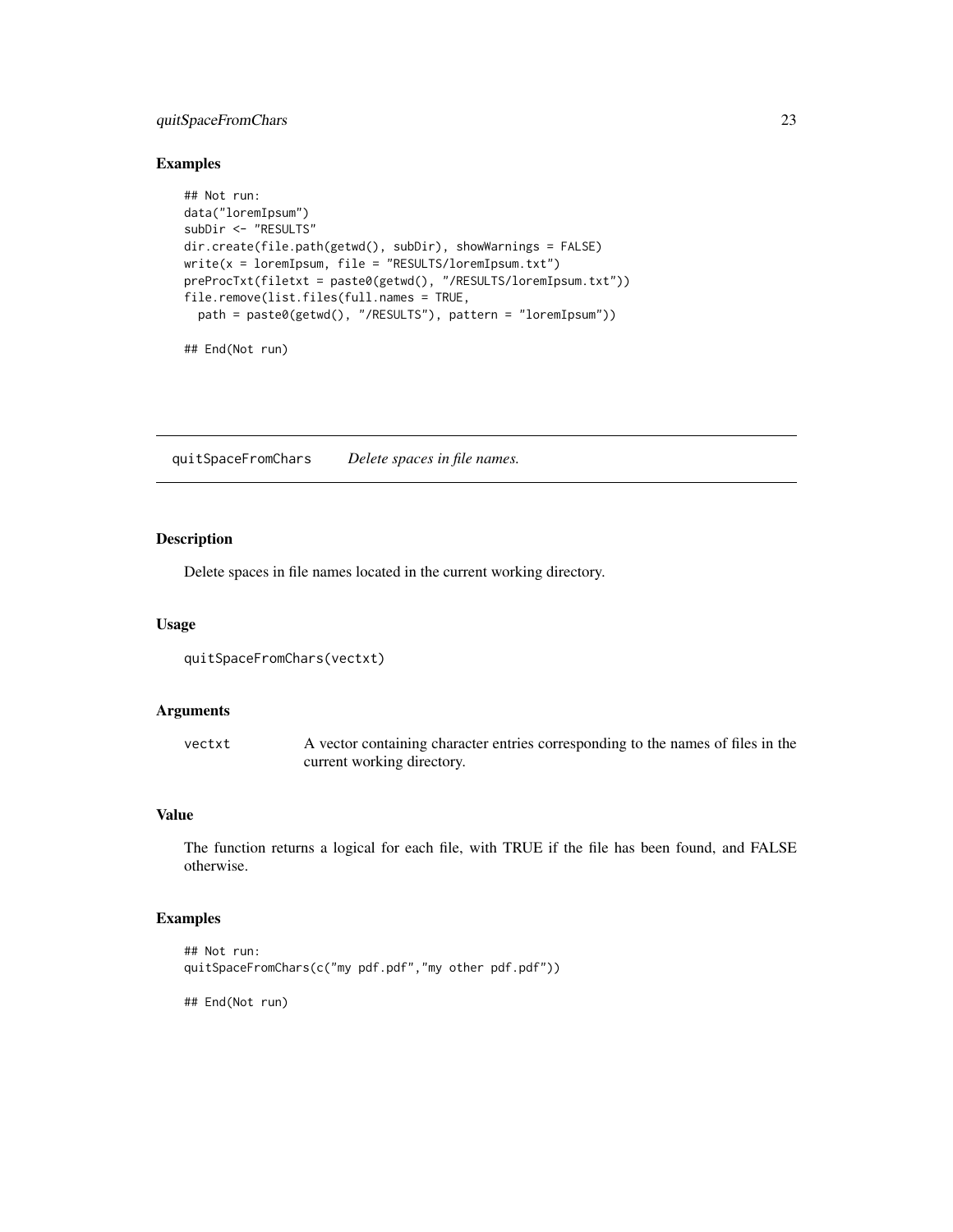## Examples

```
## Not run:
data("loremIpsum")
subDir <- "RESULTS"
dir.create(file.path(getwd(), subDir), showWarnings = FALSE)
write(x = loremIpsum, file = "RESULTS/loremIpsum.txt")
preProcTxt(filetxt = paste0(getwd(), "/RESULTS/loremIpsum.txt"))
file.remove(list.files(full.names = TRUE,
  path = paste0(getwd(), "/RESULTS"), pattern = "loremIpsum"))

## End(Not run)
```

---

# quitSpaceFromChars *Delete spaces in file names.*

---

## Description

Delete spaces in file names located in the current working directory.

## Usage

```
quitSpaceFromChars(vectxt)
```

## Arguments

| | |
|---|---|
| vectxt | A vector containing character entries corresponding to the names of files in the current working directory. |

## Value

The function returns a logical for each file, with TRUE if the file has been found, and FALSE otherwise.

## Examples

```
## Not run:
quitSpaceFromChars(c("my pdf.pdf","my other pdf.pdf"))

## End(Not run)
```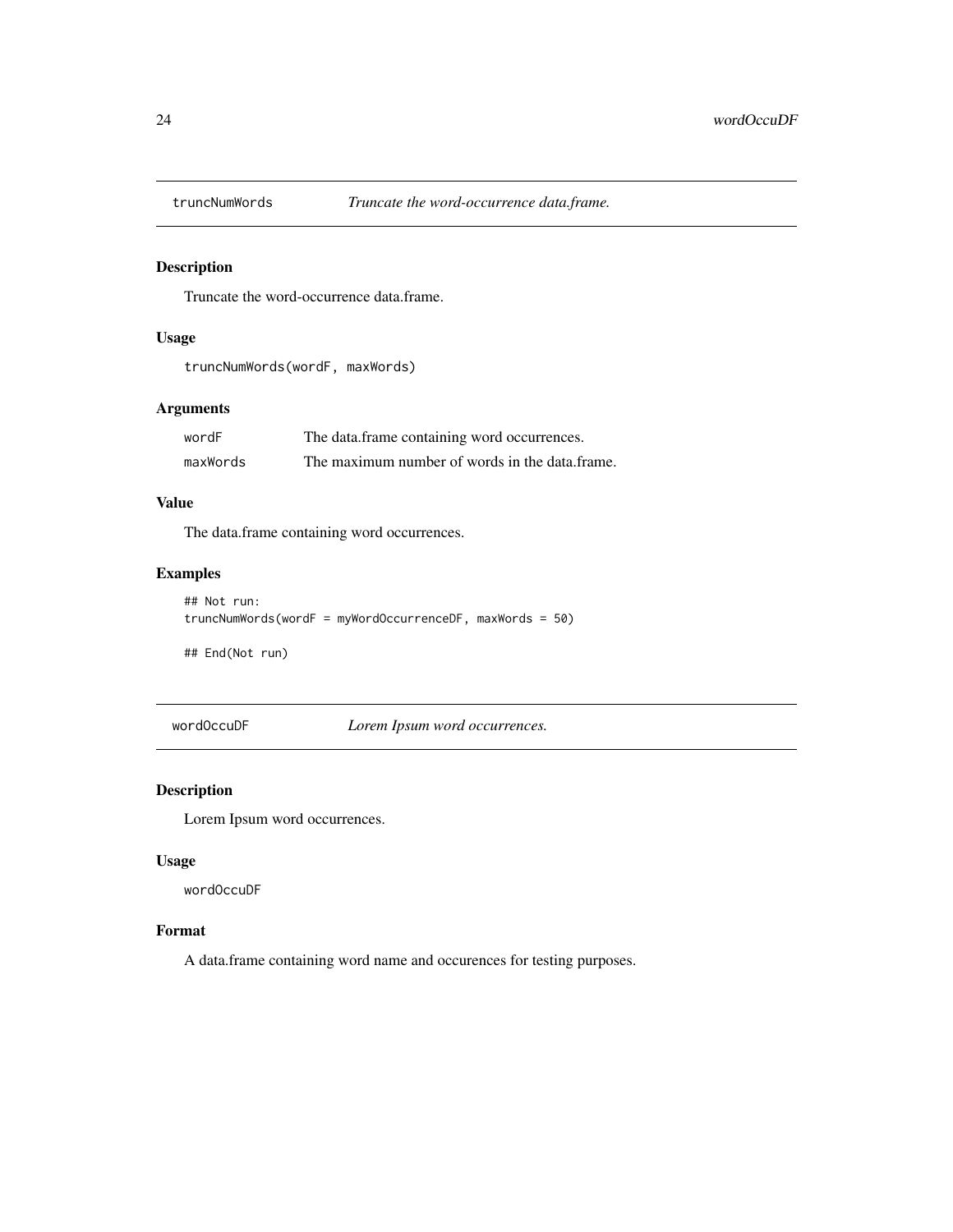## truncNumWords *Truncate the word-occurrence data.frame.*

### Description

Truncate the word-occurrence data.frame.

### Usage

```
truncNumWords(wordF, maxWords)
```

### Arguments

| | |
|---|---|
| wordF | The data.frame containing word occurrences. |
| maxWords | The maximum number of words in the data.frame. |

### Value

The data.frame containing word occurrences.

### Examples

```
## Not run:
truncNumWords(wordF = myWordOccurrenceDF, maxWords = 50)

## End(Not run)
```

## wordOccuDF *Lorem Ipsum word occurrences.*

### Description

Lorem Ipsum word occurrences.

### Usage

```
wordOccuDF
```

### Format

A data.frame containing word name and occurences for testing purposes.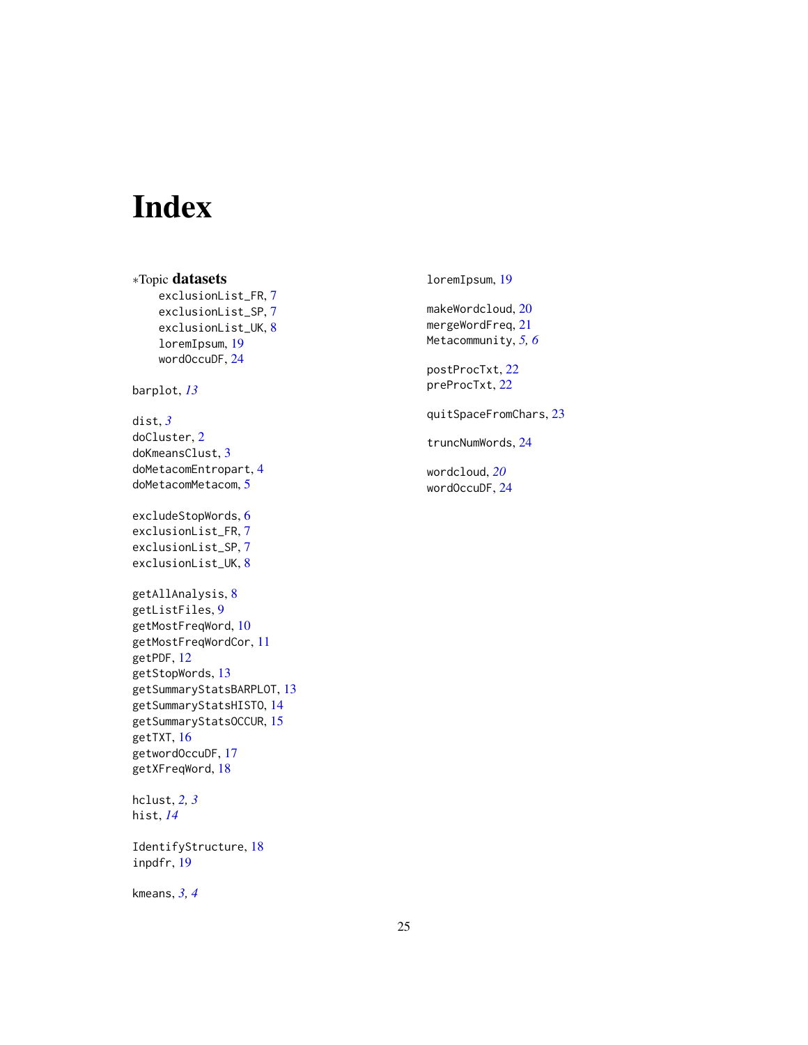# Index

∗Topic **datasets**
  exclusionList_FR, 7
  exclusionList_SP, 7
  exclusionList_UK, 8
  loremIpsum, 19
  wordOccuDF, 24

barplot, *13*

dist, *3*
doCluster, 2
doKmeansClust, 3
doMetacomEntropart, 4
doMetacomMetacom, 5

excludeStopWords, 6
exclusionList_FR, 7
exclusionList_SP, 7
exclusionList_UK, 8

getAllAnalysis, 8
getListFiles, 9
getMostFreqWord, 10
getMostFreqWordCor, 11
getPDF, 12
getStopWords, 13
getSummaryStatsBARPLOT, 13
getSummaryStatsHISTO, 14
getSummaryStatsOCCUR, 15
getTXT, 16
getwordOccuDF, 17
getXFreqWord, 18

hclust, *2, 3*
hist, *14*

IdentifyStructure, 18
inpdfr, 19

kmeans, *3, 4*

loremIpsum, 19

makeWordcloud, 20
mergeWordFreq, 21
Metacommunity, *5, 6*

postProcTxt, 22
preProcTxt, 22

quitSpaceFromChars, 23

truncNumWords, 24

wordcloud, *20*
wordOccuDF, 24